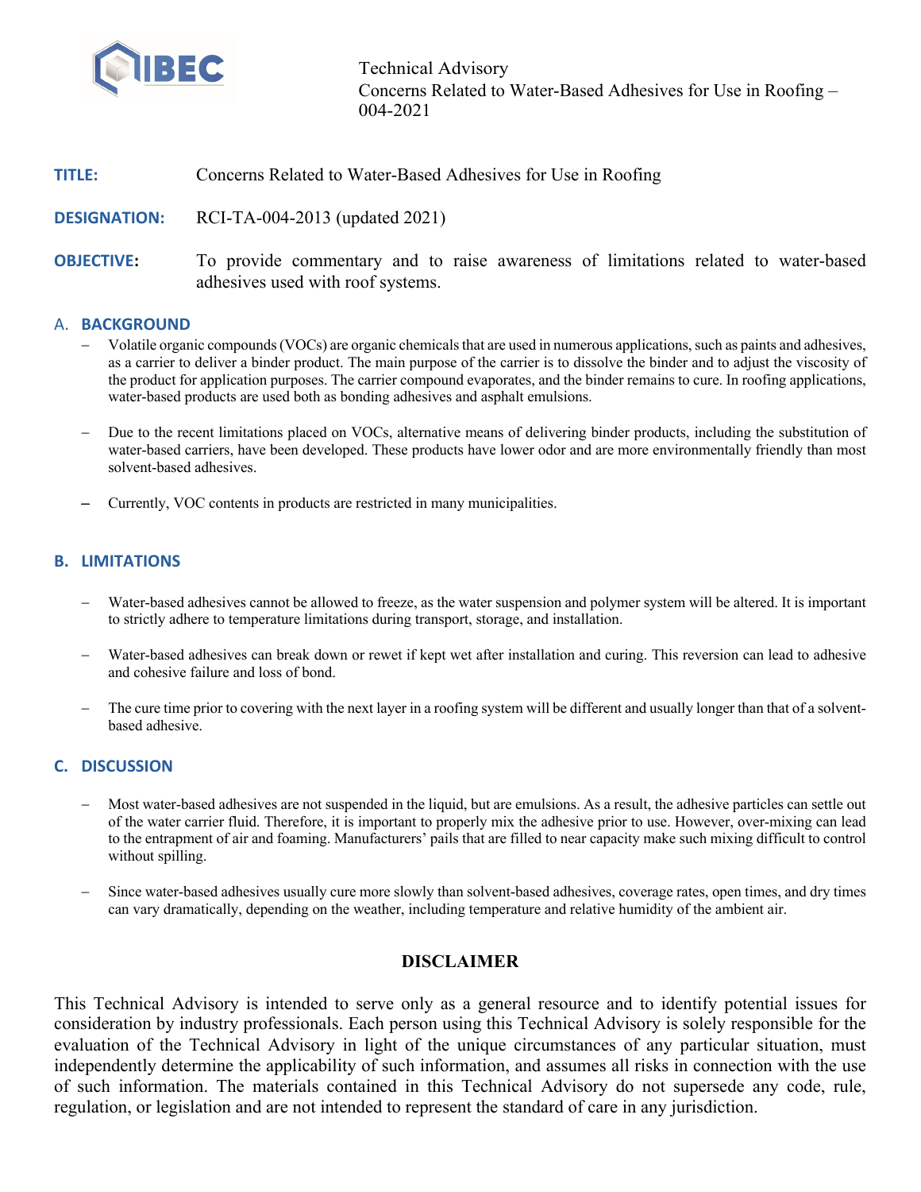IBEC

Technical Advisory
Concerns Related to Water-Based Adhesives for Use in Roofing – 004-2021

**TITLE:** Concerns Related to Water-Based Adhesives for Use in Roofing

**DESIGNATION:** RCI-TA-004-2013 (updated 2021)

**OBJECTIVE:** To provide commentary and to raise awareness of limitations related to water-based adhesives used with roof systems.

## A. BACKGROUND

- Volatile organic compounds (VOCs) are organic chemicals that are used in numerous applications, such as paints and adhesives, as a carrier to deliver a binder product. The main purpose of the carrier is to dissolve the binder and to adjust the viscosity of the product for application purposes. The carrier compound evaporates, and the binder remains to cure. In roofing applications, water-based products are used both as bonding adhesives and asphalt emulsions.
- Due to the recent limitations placed on VOCs, alternative means of delivering binder products, including the substitution of water-based carriers, have been developed. These products have lower odor and are more environmentally friendly than most solvent-based adhesives.
- Currently, VOC contents in products are restricted in many municipalities.

## B. LIMITATIONS

- Water-based adhesives cannot be allowed to freeze, as the water suspension and polymer system will be altered. It is important to strictly adhere to temperature limitations during transport, storage, and installation.
- Water-based adhesives can break down or rewet if kept wet after installation and curing. This reversion can lead to adhesive and cohesive failure and loss of bond.
- The cure time prior to covering with the next layer in a roofing system will be different and usually longer than that of a solvent-based adhesive.

## C. DISCUSSION

- Most water-based adhesives are not suspended in the liquid, but are emulsions. As a result, the adhesive particles can settle out of the water carrier fluid. Therefore, it is important to properly mix the adhesive prior to use. However, over-mixing can lead to the entrapment of air and foaming. Manufacturers' pails that are filled to near capacity make such mixing difficult to control without spilling.
- Since water-based adhesives usually cure more slowly than solvent-based adhesives, coverage rates, open times, and dry times can vary dramatically, depending on the weather, including temperature and relative humidity of the ambient air.

## DISCLAIMER

This Technical Advisory is intended to serve only as a general resource and to identify potential issues for consideration by industry professionals. Each person using this Technical Advisory is solely responsible for the evaluation of the Technical Advisory in light of the unique circumstances of any particular situation, must independently determine the applicability of such information, and assumes all risks in connection with the use of such information. The materials contained in this Technical Advisory do not supersede any code, rule, regulation, or legislation and are not intended to represent the standard of care in any jurisdiction.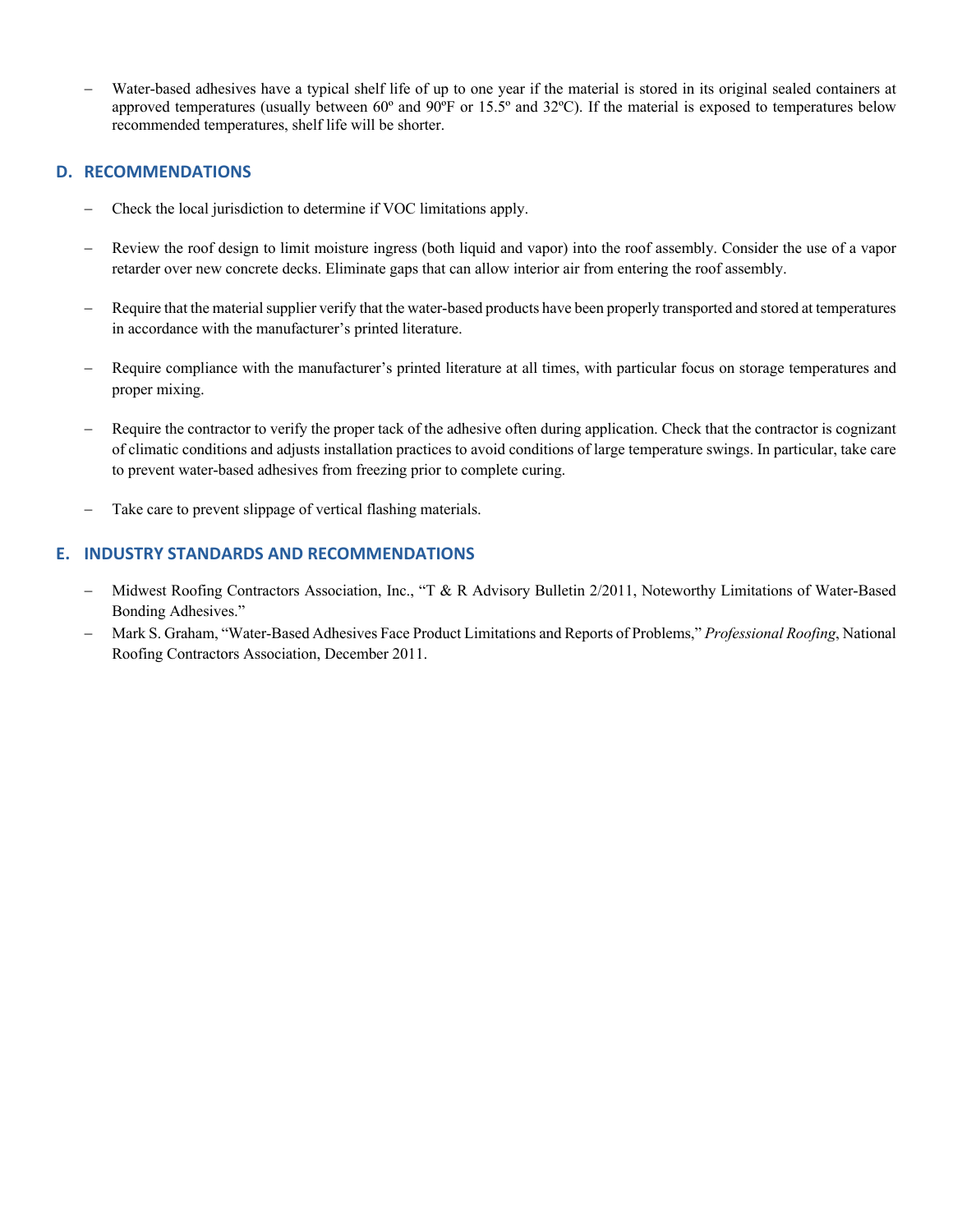- Water-based adhesives have a typical shelf life of up to one year if the material is stored in its original sealed containers at approved temperatures (usually between 60º and 90ºF or 15.5º and 32ºC). If the material is exposed to temperatures below recommended temperatures, shelf life will be shorter.

## D. RECOMMENDATIONS

- Check the local jurisdiction to determine if VOC limitations apply.

- Review the roof design to limit moisture ingress (both liquid and vapor) into the roof assembly. Consider the use of a vapor retarder over new concrete decks. Eliminate gaps that can allow interior air from entering the roof assembly.

- Require that the material supplier verify that the water-based products have been properly transported and stored at temperatures in accordance with the manufacturer's printed literature.

- Require compliance with the manufacturer's printed literature at all times, with particular focus on storage temperatures and proper mixing.

- Require the contractor to verify the proper tack of the adhesive often during application. Check that the contractor is cognizant of climatic conditions and adjusts installation practices to avoid conditions of large temperature swings. In particular, take care to prevent water-based adhesives from freezing prior to complete curing.

- Take care to prevent slippage of vertical flashing materials.

## E. INDUSTRY STANDARDS AND RECOMMENDATIONS

- Midwest Roofing Contractors Association, Inc., "T & R Advisory Bulletin 2/2011, Noteworthy Limitations of Water-Based Bonding Adhesives."
- Mark S. Graham, "Water-Based Adhesives Face Product Limitations and Reports of Problems," *Professional Roofing*, National Roofing Contractors Association, December 2011.